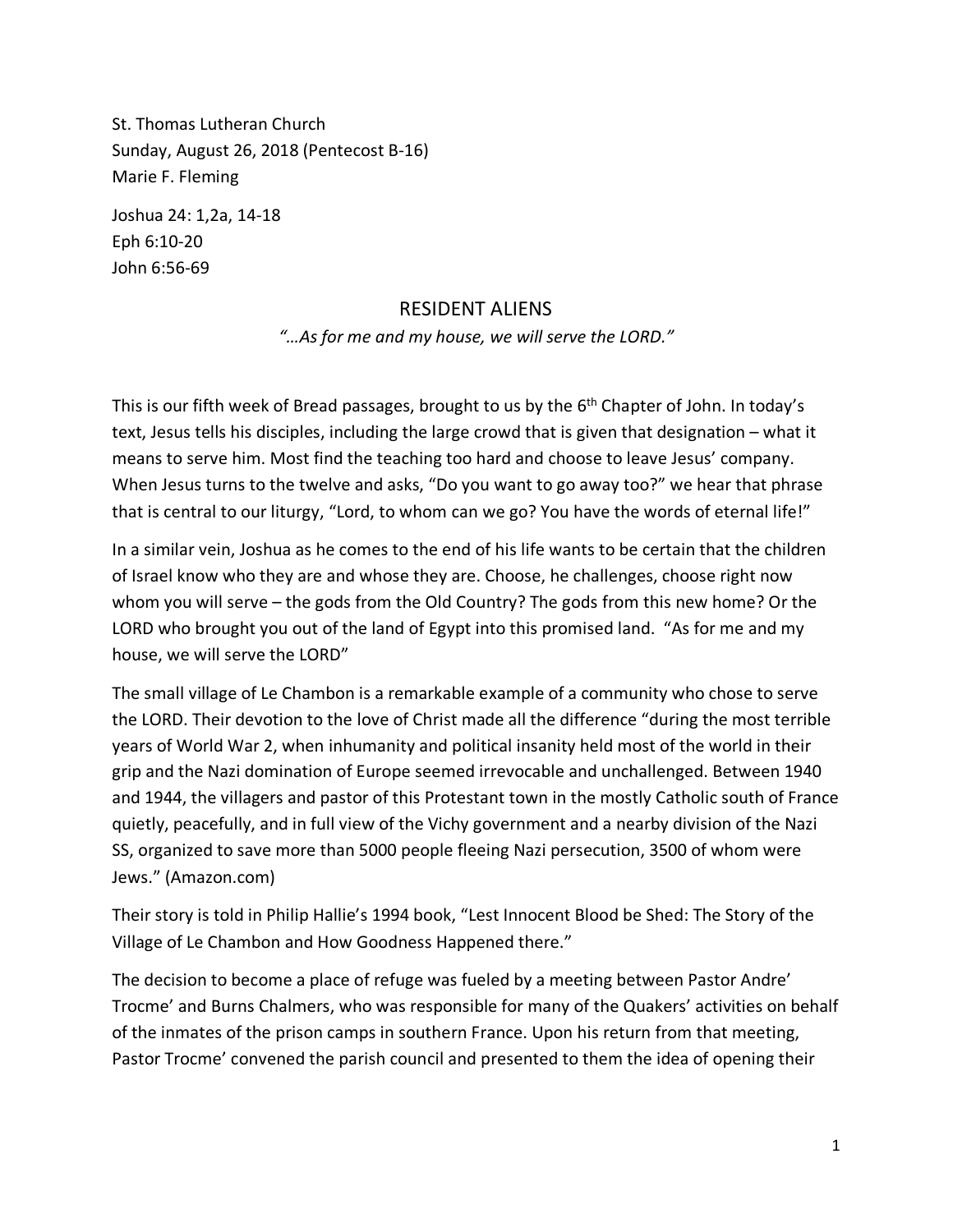St. Thomas Lutheran Church
Sunday, August 26, 2018 (Pentecost B-16)
Marie F. Fleming

Joshua 24: 1,2a, 14-18
Eph 6:10-20
John 6:56-69

# RESIDENT ALIENS

*"…As for me and my house, we will serve the LORD."*

This is our fifth week of Bread passages, brought to us by the 6th Chapter of John. In today's text, Jesus tells his disciples, including the large crowd that is given that designation – what it means to serve him. Most find the teaching too hard and choose to leave Jesus' company. When Jesus turns to the twelve and asks, "Do you want to go away too?" we hear that phrase that is central to our liturgy, "Lord, to whom can we go? You have the words of eternal life!"

In a similar vein, Joshua as he comes to the end of his life wants to be certain that the children of Israel know who they are and whose they are. Choose, he challenges, choose right now whom you will serve – the gods from the Old Country? The gods from this new home? Or the LORD who brought you out of the land of Egypt into this promised land. "As for me and my house, we will serve the LORD"

The small village of Le Chambon is a remarkable example of a community who chose to serve the LORD. Their devotion to the love of Christ made all the difference "during the most terrible years of World War 2, when inhumanity and political insanity held most of the world in their grip and the Nazi domination of Europe seemed irrevocable and unchallenged. Between 1940 and 1944, the villagers and pastor of this Protestant town in the mostly Catholic south of France quietly, peacefully, and in full view of the Vichy government and a nearby division of the Nazi SS, organized to save more than 5000 people fleeing Nazi persecution, 3500 of whom were Jews." (Amazon.com)

Their story is told in Philip Hallie's 1994 book, "Lest Innocent Blood be Shed: The Story of the Village of Le Chambon and How Goodness Happened there."

The decision to become a place of refuge was fueled by a meeting between Pastor Andre' Trocme' and Burns Chalmers, who was responsible for many of the Quakers' activities on behalf of the inmates of the prison camps in southern France. Upon his return from that meeting, Pastor Trocme' convened the parish council and presented to them the idea of opening their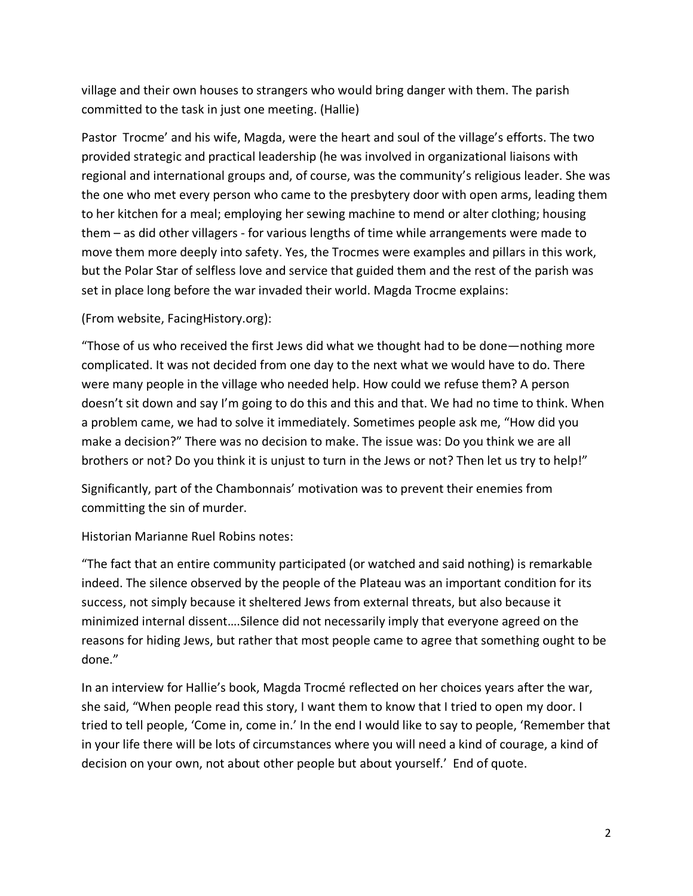village and their own houses to strangers who would bring danger with them. The parish committed to the task in just one meeting. (Hallie)

Pastor Trocme' and his wife, Magda, were the heart and soul of the village's efforts. The two provided strategic and practical leadership (he was involved in organizational liaisons with regional and international groups and, of course, was the community's religious leader. She was the one who met every person who came to the presbytery door with open arms, leading them to her kitchen for a meal; employing her sewing machine to mend or alter clothing; housing them – as did other villagers - for various lengths of time while arrangements were made to move them more deeply into safety. Yes, the Trocmes were examples and pillars in this work, but the Polar Star of selfless love and service that guided them and the rest of the parish was set in place long before the war invaded their world. Magda Trocme explains:

(From website, FacingHistory.org):

"Those of us who received the first Jews did what we thought had to be done—nothing more complicated. It was not decided from one day to the next what we would have to do. There were many people in the village who needed help. How could we refuse them? A person doesn't sit down and say I'm going to do this and this and that. We had no time to think. When a problem came, we had to solve it immediately. Sometimes people ask me, "How did you make a decision?" There was no decision to make. The issue was: Do you think we are all brothers or not? Do you think it is unjust to turn in the Jews or not? Then let us try to help!"

Significantly, part of the Chambonnais' motivation was to prevent their enemies from committing the sin of murder.

Historian Marianne Ruel Robins notes:

"The fact that an entire community participated (or watched and said nothing) is remarkable indeed. The silence observed by the people of the Plateau was an important condition for its success, not simply because it sheltered Jews from external threats, but also because it minimized internal dissent….Silence did not necessarily imply that everyone agreed on the reasons for hiding Jews, but rather that most people came to agree that something ought to be done."

In an interview for Hallie's book, Magda Trocmé reflected on her choices years after the war, she said, "When people read this story, I want them to know that I tried to open my door. I tried to tell people, 'Come in, come in.' In the end I would like to say to people, 'Remember that in your life there will be lots of circumstances where you will need a kind of courage, a kind of decision on your own, not about other people but about yourself.' End of quote.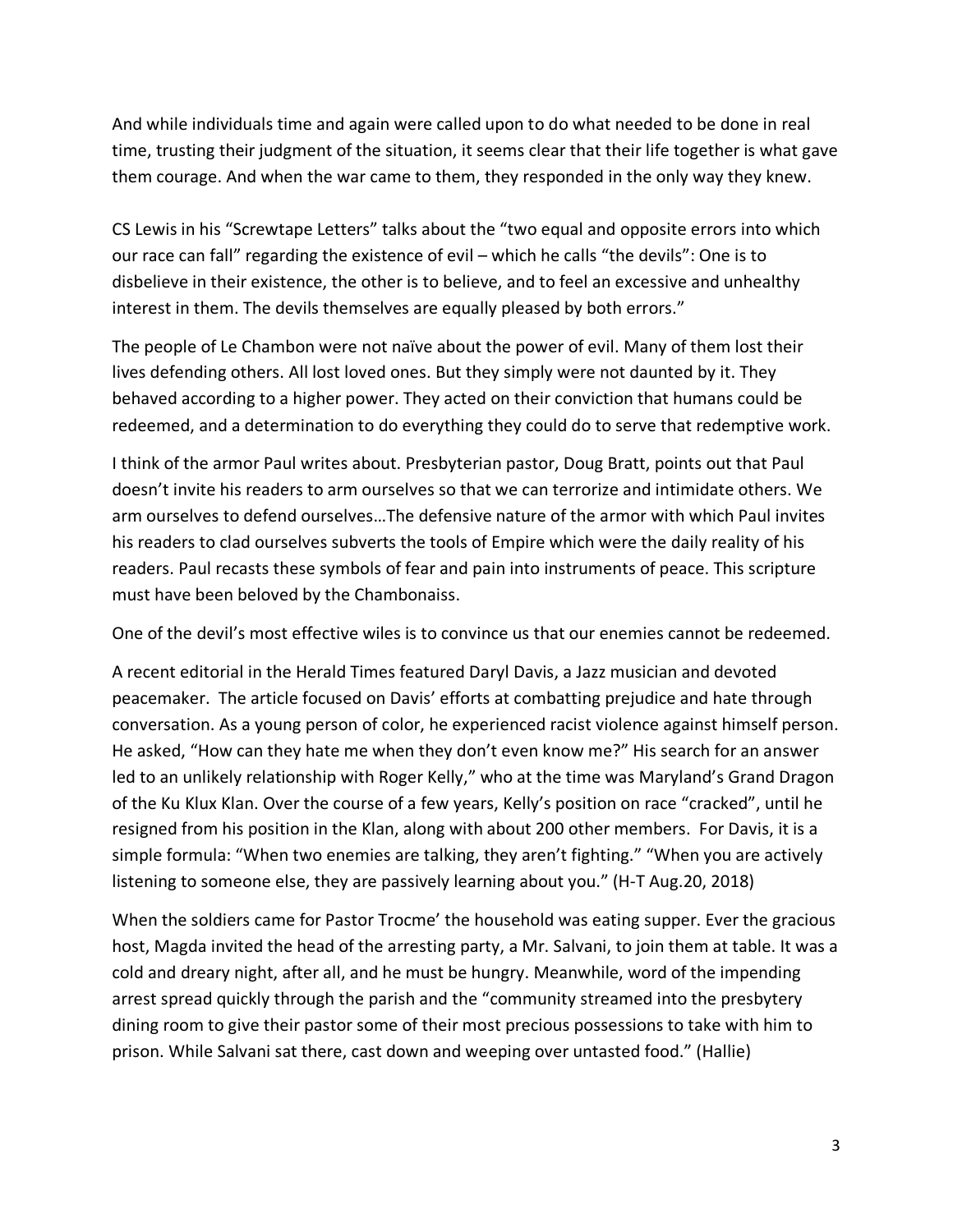And while individuals time and again were called upon to do what needed to be done in real time, trusting their judgment of the situation, it seems clear that their life together is what gave them courage. And when the war came to them, they responded in the only way they knew.

CS Lewis in his "Screwtape Letters" talks about the "two equal and opposite errors into which our race can fall" regarding the existence of evil – which he calls "the devils": One is to disbelieve in their existence, the other is to believe, and to feel an excessive and unhealthy interest in them. The devils themselves are equally pleased by both errors."

The people of Le Chambon were not naïve about the power of evil. Many of them lost their lives defending others. All lost loved ones. But they simply were not daunted by it. They behaved according to a higher power. They acted on their conviction that humans could be redeemed, and a determination to do everything they could do to serve that redemptive work.

I think of the armor Paul writes about. Presbyterian pastor, Doug Bratt, points out that Paul doesn't invite his readers to arm ourselves so that we can terrorize and intimidate others. We arm ourselves to defend ourselves…The defensive nature of the armor with which Paul invites his readers to clad ourselves subverts the tools of Empire which were the daily reality of his readers. Paul recasts these symbols of fear and pain into instruments of peace. This scripture must have been beloved by the Chambonaiss.

One of the devil's most effective wiles is to convince us that our enemies cannot be redeemed.

A recent editorial in the Herald Times featured Daryl Davis, a Jazz musician and devoted peacemaker. The article focused on Davis' efforts at combatting prejudice and hate through conversation. As a young person of color, he experienced racist violence against himself person. He asked, "How can they hate me when they don't even know me?" His search for an answer led to an unlikely relationship with Roger Kelly," who at the time was Maryland's Grand Dragon of the Ku Klux Klan. Over the course of a few years, Kelly's position on race "cracked", until he resigned from his position in the Klan, along with about 200 other members. For Davis, it is a simple formula: "When two enemies are talking, they aren't fighting." "When you are actively listening to someone else, they are passively learning about you." (H-T Aug.20, 2018)

When the soldiers came for Pastor Trocme' the household was eating supper. Ever the gracious host, Magda invited the head of the arresting party, a Mr. Salvani, to join them at table. It was a cold and dreary night, after all, and he must be hungry. Meanwhile, word of the impending arrest spread quickly through the parish and the "community streamed into the presbytery dining room to give their pastor some of their most precious possessions to take with him to prison. While Salvani sat there, cast down and weeping over untasted food." (Hallie)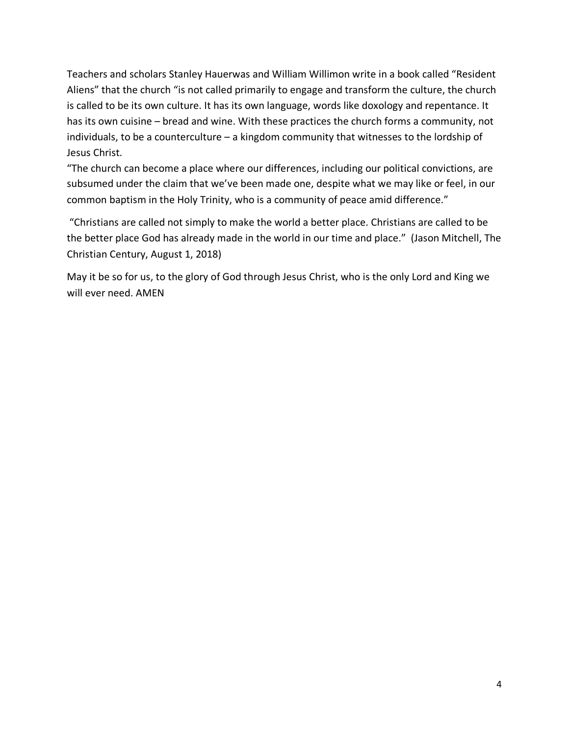Teachers and scholars Stanley Hauerwas and William Willimon write in a book called "Resident Aliens" that the church "is not called primarily to engage and transform the culture, the church is called to be its own culture. It has its own language, words like doxology and repentance. It has its own cuisine – bread and wine. With these practices the church forms a community, not individuals, to be a counterculture – a kingdom community that witnesses to the lordship of Jesus Christ.

"The church can become a place where our differences, including our political convictions, are subsumed under the claim that we've been made one, despite what we may like or feel, in our common baptism in the Holy Trinity, who is a community of peace amid difference."

"Christians are called not simply to make the world a better place. Christians are called to be the better place God has already made in the world in our time and place." (Jason Mitchell, The Christian Century, August 1, 2018)

May it be so for us, to the glory of God through Jesus Christ, who is the only Lord and King we will ever need. AMEN